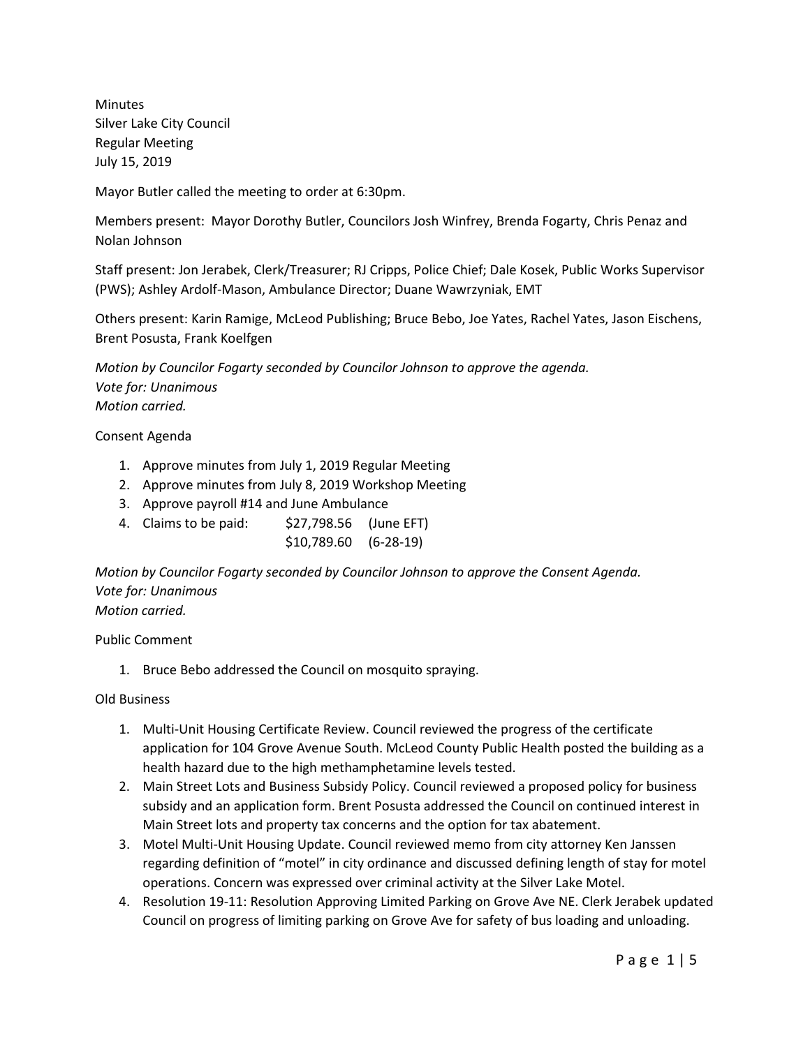Minutes
Silver Lake City Council
Regular Meeting
July 15, 2019

Mayor Butler called the meeting to order at 6:30pm.

Members present: Mayor Dorothy Butler, Councilors Josh Winfrey, Brenda Fogarty, Chris Penaz and Nolan Johnson

Staff present: Jon Jerabek, Clerk/Treasurer; RJ Cripps, Police Chief; Dale Kosek, Public Works Supervisor (PWS); Ashley Ardolf-Mason, Ambulance Director; Duane Wawrzyniak, EMT

Others present: Karin Ramige, McLeod Publishing; Bruce Bebo, Joe Yates, Rachel Yates, Jason Eischens, Brent Posusta, Frank Koelfgen

*Motion by Councilor Fogarty seconded by Councilor Johnson to approve the agenda.*
*Vote for: Unanimous*
*Motion carried.*

Consent Agenda

1. Approve minutes from July 1, 2019 Regular Meeting
2. Approve minutes from July 8, 2019 Workshop Meeting
3. Approve payroll #14 and June Ambulance
4. Claims to be paid: $27,798.56 (June EFT)
   $10,789.60 (6-28-19)

*Motion by Councilor Fogarty seconded by Councilor Johnson to approve the Consent Agenda.*
*Vote for: Unanimous*
*Motion carried.*

Public Comment

1. Bruce Bebo addressed the Council on mosquito spraying.

Old Business

1. Multi-Unit Housing Certificate Review. Council reviewed the progress of the certificate application for 104 Grove Avenue South. McLeod County Public Health posted the building as a health hazard due to the high methamphetamine levels tested.
2. Main Street Lots and Business Subsidy Policy. Council reviewed a proposed policy for business subsidy and an application form. Brent Posusta addressed the Council on continued interest in Main Street lots and property tax concerns and the option for tax abatement.
3. Motel Multi-Unit Housing Update. Council reviewed memo from city attorney Ken Janssen regarding definition of "motel" in city ordinance and discussed defining length of stay for motel operations. Concern was expressed over criminal activity at the Silver Lake Motel.
4. Resolution 19-11: Resolution Approving Limited Parking on Grove Ave NE. Clerk Jerabek updated Council on progress of limiting parking on Grove Ave for safety of bus loading and unloading.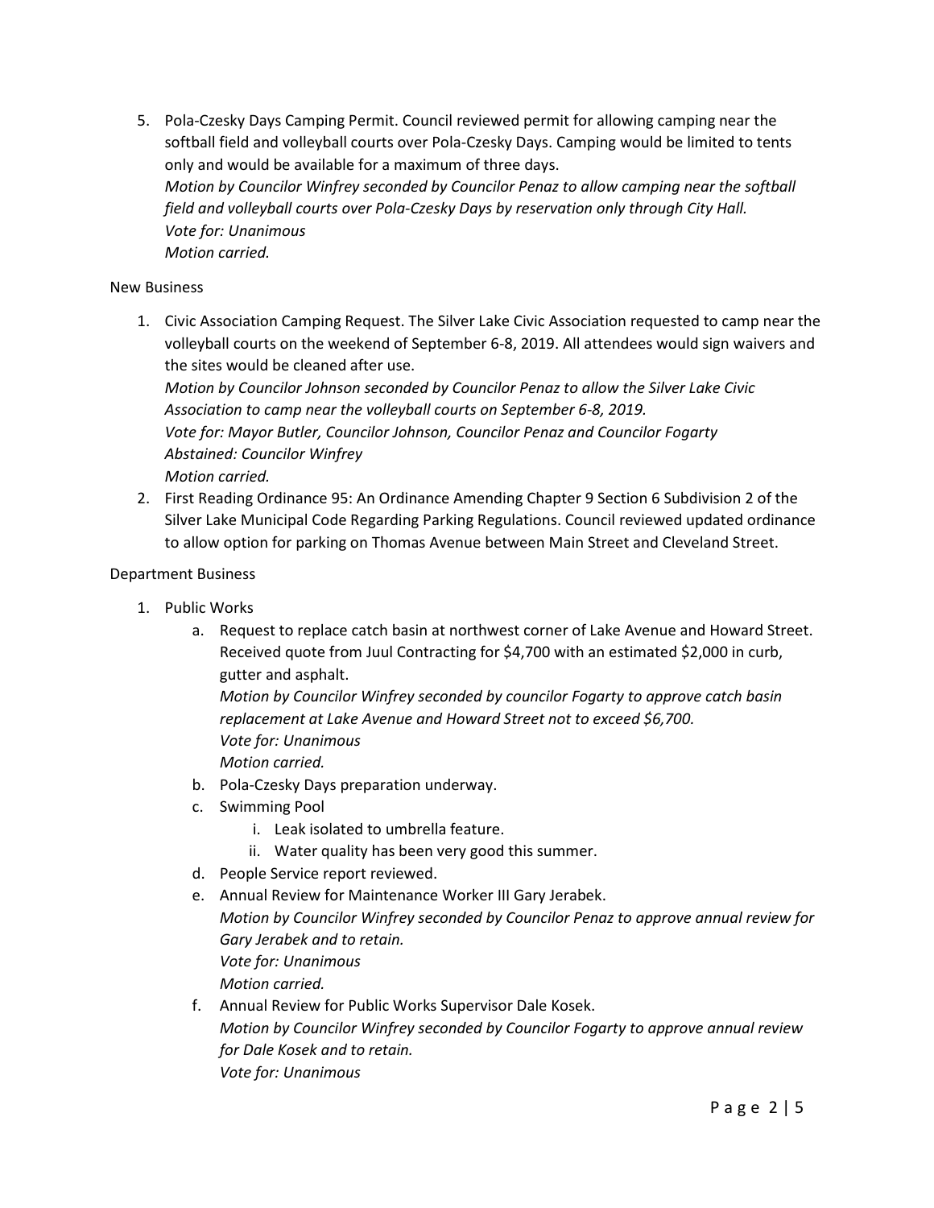5. Pola-Czesky Days Camping Permit. Council reviewed permit for allowing camping near the softball field and volleyball courts over Pola-Czesky Days. Camping would be limited to tents only and would be available for a maximum of three days.
   *Motion by Councilor Winfrey seconded by Councilor Penaz to allow camping near the softball field and volleyball courts over Pola-Czesky Days by reservation only through City Hall.*
   *Vote for: Unanimous*
   *Motion carried.*

New Business

1. Civic Association Camping Request. The Silver Lake Civic Association requested to camp near the volleyball courts on the weekend of September 6-8, 2019. All attendees would sign waivers and the sites would be cleaned after use.
   *Motion by Councilor Johnson seconded by Councilor Penaz to allow the Silver Lake Civic Association to camp near the volleyball courts on September 6-8, 2019.*
   *Vote for: Mayor Butler, Councilor Johnson, Councilor Penaz and Councilor Fogarty*
   *Abstained: Councilor Winfrey*
   *Motion carried.*
2. First Reading Ordinance 95: An Ordinance Amending Chapter 9 Section 6 Subdivision 2 of the Silver Lake Municipal Code Regarding Parking Regulations. Council reviewed updated ordinance to allow option for parking on Thomas Avenue between Main Street and Cleveland Street.

Department Business

1. Public Works
   a. Request to replace catch basin at northwest corner of Lake Avenue and Howard Street. Received quote from Juul Contracting for $4,700 with an estimated $2,000 in curb, gutter and asphalt.
      *Motion by Councilor Winfrey seconded by councilor Fogarty to approve catch basin replacement at Lake Avenue and Howard Street not to exceed $6,700.*
      *Vote for: Unanimous*
      *Motion carried.*
   b. Pola-Czesky Days preparation underway.
   c. Swimming Pool
      i. Leak isolated to umbrella feature.
      ii. Water quality has been very good this summer.
   d. People Service report reviewed.
   e. Annual Review for Maintenance Worker III Gary Jerabek.
      *Motion by Councilor Winfrey seconded by Councilor Penaz to approve annual review for Gary Jerabek and to retain.*
      *Vote for: Unanimous*
      *Motion carried.*
   f. Annual Review for Public Works Supervisor Dale Kosek.
      *Motion by Councilor Winfrey seconded by Councilor Fogarty to approve annual review for Dale Kosek and to retain.*
      *Vote for: Unanimous*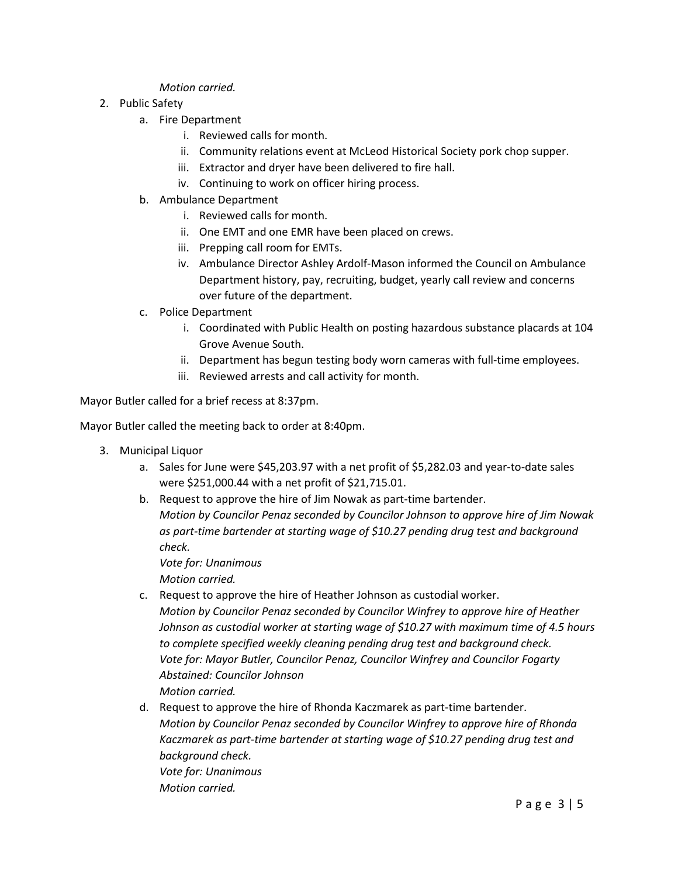*Motion carried.*

2. Public Safety
    a. Fire Department
        i. Reviewed calls for month.
        ii. Community relations event at McLeod Historical Society pork chop supper.
        iii. Extractor and dryer have been delivered to fire hall.
        iv. Continuing to work on officer hiring process.
    b. Ambulance Department
        i. Reviewed calls for month.
        ii. One EMT and one EMR have been placed on crews.
        iii. Prepping call room for EMTs.
        iv. Ambulance Director Ashley Ardolf-Mason informed the Council on Ambulance Department history, pay, recruiting, budget, yearly call review and concerns over future of the department.
    c. Police Department
        i. Coordinated with Public Health on posting hazardous substance placards at 104 Grove Avenue South.
        ii. Department has begun testing body worn cameras with full-time employees.
        iii. Reviewed arrests and call activity for month.

Mayor Butler called for a brief recess at 8:37pm.

Mayor Butler called the meeting back to order at 8:40pm.

3. Municipal Liquor
    a. Sales for June were $45,203.97 with a net profit of $5,282.03 and year-to-date sales were $251,000.44 with a net profit of $21,715.01.
    b. Request to approve the hire of Jim Nowak as part-time bartender.
       *Motion by Councilor Penaz seconded by Councilor Johnson to approve hire of Jim Nowak as part-time bartender at starting wage of $10.27 pending drug test and background check.*
       *Vote for: Unanimous*
       *Motion carried.*
    c. Request to approve the hire of Heather Johnson as custodial worker.
       *Motion by Councilor Penaz seconded by Councilor Winfrey to approve hire of Heather Johnson as custodial worker at starting wage of $10.27 with maximum time of 4.5 hours to complete specified weekly cleaning pending drug test and background check.*
       *Vote for: Mayor Butler, Councilor Penaz, Councilor Winfrey and Councilor Fogarty*
       *Abstained: Councilor Johnson*
       *Motion carried.*
    d. Request to approve the hire of Rhonda Kaczmarek as part-time bartender.
       *Motion by Councilor Penaz seconded by Councilor Winfrey to approve hire of Rhonda Kaczmarek as part-time bartender at starting wage of $10.27 pending drug test and background check.*
       *Vote for: Unanimous*
       *Motion carried.*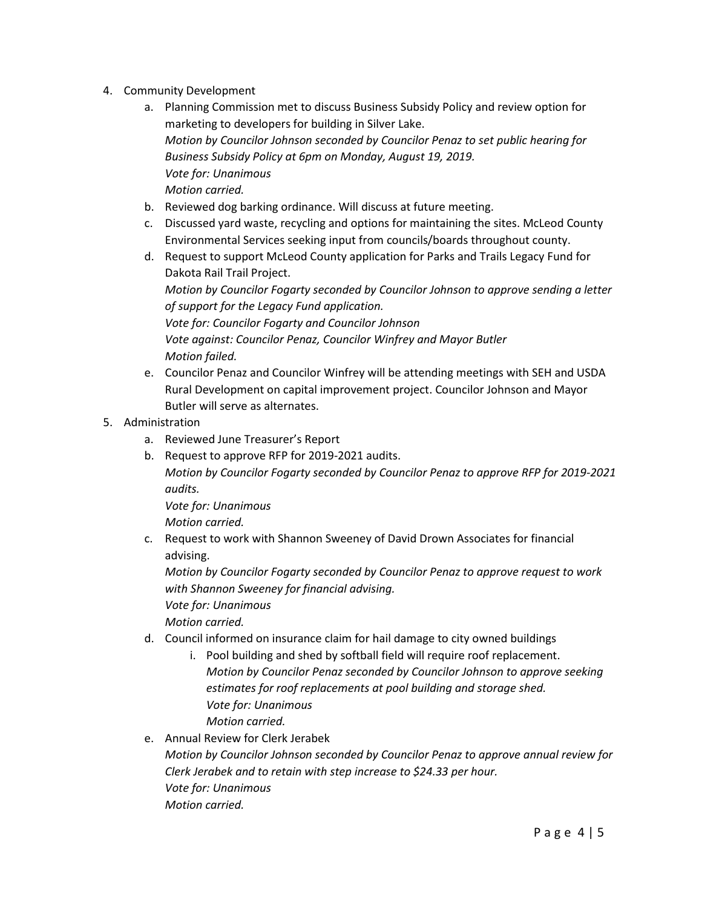4. Community Development
    a. Planning Commission met to discuss Business Subsidy Policy and review option for marketing to developers for building in Silver Lake.
    *Motion by Councilor Johnson seconded by Councilor Penaz to set public hearing for Business Subsidy Policy at 6pm on Monday, August 19, 2019.*
    *Vote for: Unanimous*
    *Motion carried.*
    b. Reviewed dog barking ordinance. Will discuss at future meeting.
    c. Discussed yard waste, recycling and options for maintaining the sites. McLeod County Environmental Services seeking input from councils/boards throughout county.
    d. Request to support McLeod County application for Parks and Trails Legacy Fund for Dakota Rail Trail Project.
    *Motion by Councilor Fogarty seconded by Councilor Johnson to approve sending a letter of support for the Legacy Fund application.*
    *Vote for: Councilor Fogarty and Councilor Johnson*
    *Vote against: Councilor Penaz, Councilor Winfrey and Mayor Butler*
    *Motion failed.*
    e. Councilor Penaz and Councilor Winfrey will be attending meetings with SEH and USDA Rural Development on capital improvement project. Councilor Johnson and Mayor Butler will serve as alternates.
5. Administration
    a. Reviewed June Treasurer's Report
    b. Request to approve RFP for 2019-2021 audits.
    *Motion by Councilor Fogarty seconded by Councilor Penaz to approve RFP for 2019-2021 audits.*
    *Vote for: Unanimous*
    *Motion carried.*
    c. Request to work with Shannon Sweeney of David Drown Associates for financial advising.
    *Motion by Councilor Fogarty seconded by Councilor Penaz to approve request to work with Shannon Sweeney for financial advising.*
    *Vote for: Unanimous*
    *Motion carried.*
    d. Council informed on insurance claim for hail damage to city owned buildings
        i. Pool building and shed by softball field will require roof replacement.
        *Motion by Councilor Penaz seconded by Councilor Johnson to approve seeking estimates for roof replacements at pool building and storage shed.*
        *Vote for: Unanimous*
        *Motion carried.*
    e. Annual Review for Clerk Jerabek
    *Motion by Councilor Johnson seconded by Councilor Penaz to approve annual review for Clerk Jerabek and to retain with step increase to $24.33 per hour.*
    *Vote for: Unanimous*
    *Motion carried.*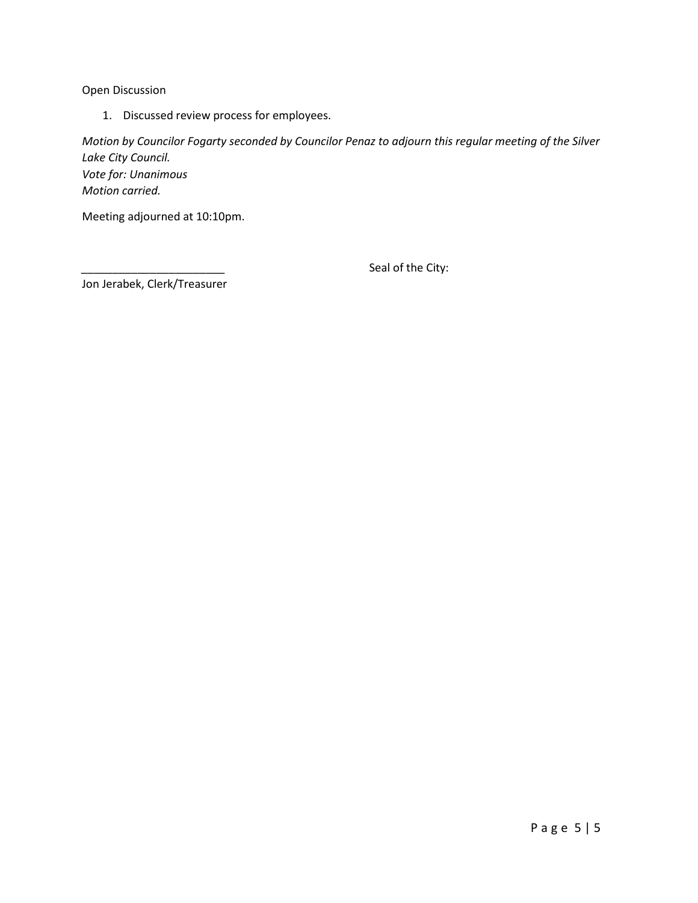Open Discussion

1. Discussed review process for employees.

*Motion by Councilor Fogarty seconded by Councilor Penaz to adjourn this regular meeting of the Silver Lake City Council.*
*Vote for: Unanimous*
*Motion carried.*

Meeting adjourned at 10:10pm.

______________________ Seal of the City:

Jon Jerabek, Clerk/Treasurer